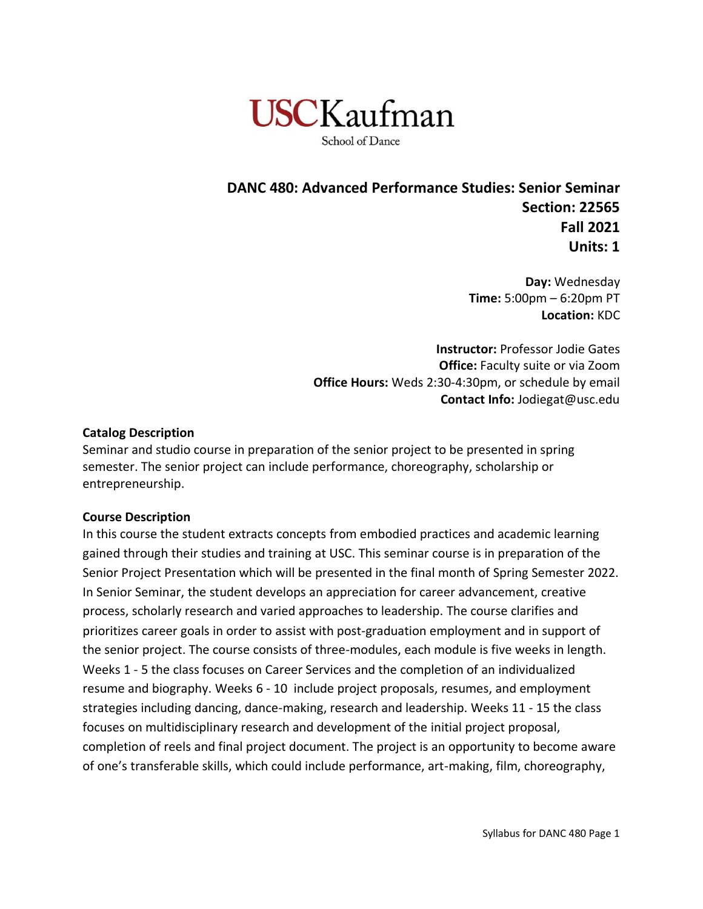USCKaufman

School of Dance

# DANC 480: Advanced Performance Studies: Senior Seminar

**Section: 22565**
**Fall 2021**
**Units: 1**

**Day:** Wednesday
**Time:** 5:00pm – 6:20pm PT
**Location:** KDC

**Instructor:** Professor Jodie Gates
**Office:** Faculty suite or via Zoom
**Office Hours:** Weds 2:30-4:30pm, or schedule by email
**Contact Info:** Jodiegat@usc.edu

## Catalog Description

Seminar and studio course in preparation of the senior project to be presented in spring semester. The senior project can include performance, choreography, scholarship or entrepreneurship.

## Course Description

In this course the student extracts concepts from embodied practices and academic learning gained through their studies and training at USC. This seminar course is in preparation of the Senior Project Presentation which will be presented in the final month of Spring Semester 2022. In Senior Seminar, the student develops an appreciation for career advancement, creative process, scholarly research and varied approaches to leadership. The course clarifies and prioritizes career goals in order to assist with post-graduation employment and in support of the senior project. The course consists of three-modules, each module is five weeks in length. Weeks 1 - 5 the class focuses on Career Services and the completion of an individualized resume and biography. Weeks 6 - 10 include project proposals, resumes, and employment strategies including dancing, dance-making, research and leadership. Weeks 11 - 15 the class focuses on multidisciplinary research and development of the initial project proposal, completion of reels and final project document. The project is an opportunity to become aware of one's transferable skills, which could include performance, art-making, film, choreography,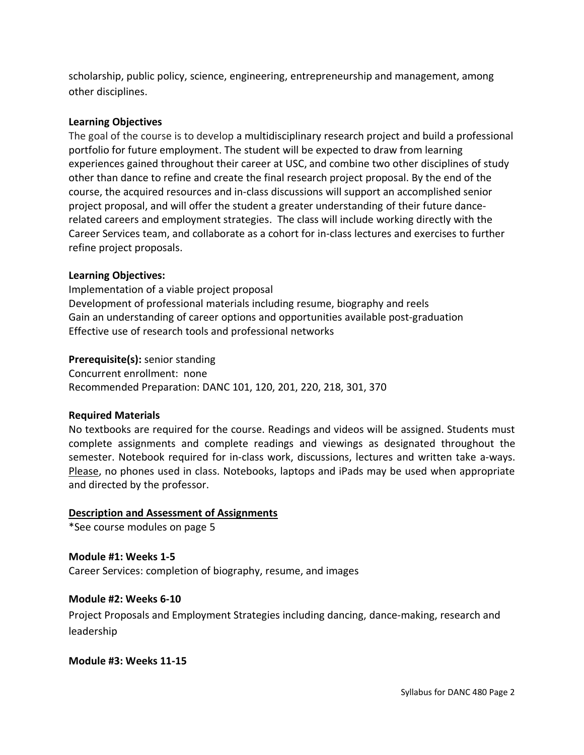scholarship, public policy, science, engineering, entrepreneurship and management, among other disciplines.

**Learning Objectives**

The goal of the course is to develop a multidisciplinary research project and build a professional portfolio for future employment. The student will be expected to draw from learning experiences gained throughout their career at USC, and combine two other disciplines of study other than dance to refine and create the final research project proposal. By the end of the course, the acquired resources and in-class discussions will support an accomplished senior project proposal, and will offer the student a greater understanding of their future dance-related careers and employment strategies. The class will include working directly with the Career Services team, and collaborate as a cohort for in-class lectures and exercises to further refine project proposals.

**Learning Objectives:**

Implementation of a viable project proposal
Development of professional materials including resume, biography and reels
Gain an understanding of career options and opportunities available post-graduation
Effective use of research tools and professional networks

**Prerequisite(s):** senior standing
Concurrent enrollment: none
Recommended Preparation: DANC 101, 120, 201, 220, 218, 301, 370

**Required Materials**

No textbooks are required for the course. Readings and videos will be assigned. Students must complete assignments and complete readings and viewings as designated throughout the semester. Notebook required for in-class work, discussions, lectures and written take a-ways. Please, no phones used in class. Notebooks, laptops and iPads may be used when appropriate and directed by the professor.

**Description and Assessment of Assignments**

*See course modules on page 5

**Module #1: Weeks 1-5**

Career Services: completion of biography, resume, and images

**Module #2: Weeks 6-10**

Project Proposals and Employment Strategies including dancing, dance-making, research and leadership

**Module #3: Weeks 11-15**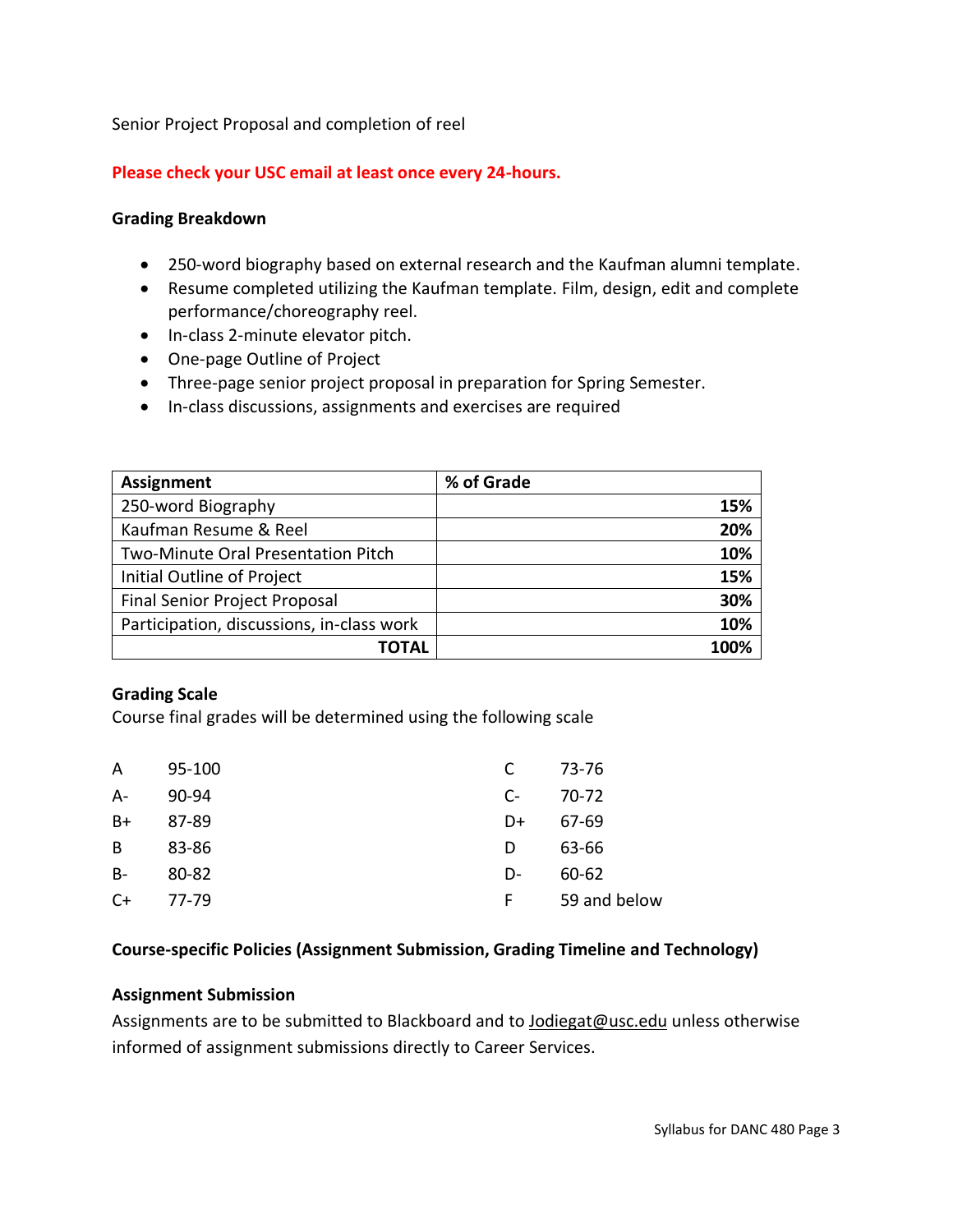Senior Project Proposal and completion of reel

**Please check your USC email at least once every 24-hours.**

**Grading Breakdown**

- 250-word biography based on external research and the Kaufman alumni template.
- Resume completed utilizing the Kaufman template. Film, design, edit and complete performance/choreography reel.
- In-class 2-minute elevator pitch.
- One-page Outline of Project
- Three-page senior project proposal in preparation for Spring Semester.
- In-class discussions, assignments and exercises are required

| Assignment | % of Grade |
|---|---|
| 250-word Biography | **15%** |
| Kaufman Resume & Reel | **20%** |
| Two-Minute Oral Presentation Pitch | **10%** |
| Initial Outline of Project | **15%** |
| Final Senior Project Proposal | **30%** |
| Participation, discussions, in-class work | **10%** |
| **TOTAL** | **100%** |

**Grading Scale**

Course final grades will be determined using the following scale

| | | | |
|---|---|---|---|
| A | 95-100 | C | 73-76 |
| A- | 90-94 | C- | 70-72 |
| B+ | 87-89 | D+ | 67-69 |
| B | 83-86 | D | 63-66 |
| B- | 80-82 | D- | 60-62 |
| C+ | 77-79 | F | 59 and below |

**Course-specific Policies (Assignment Submission, Grading Timeline and Technology)**

**Assignment Submission**

Assignments are to be submitted to Blackboard and to Jodiegat@usc.edu unless otherwise informed of assignment submissions directly to Career Services.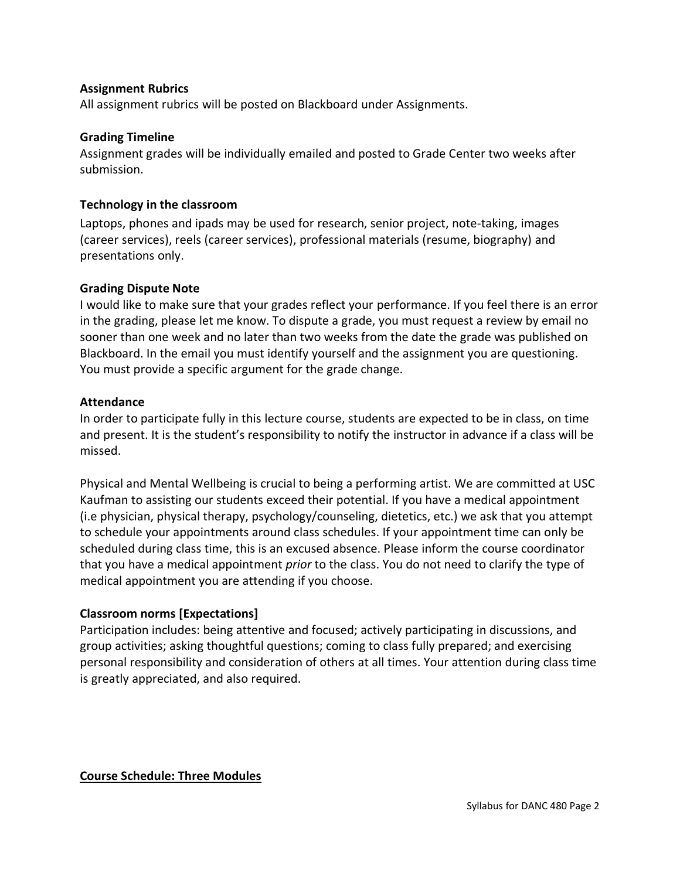**Assignment Rubrics**

All assignment rubrics will be posted on Blackboard under Assignments.

**Grading Timeline**

Assignment grades will be individually emailed and posted to Grade Center two weeks after submission.

**Technology in the classroom**

Laptops, phones and ipads may be used for research, senior project, note-taking, images (career services), reels (career services), professional materials (resume, biography) and presentations only.

**Grading Dispute Note**

I would like to make sure that your grades reflect your performance. If you feel there is an error in the grading, please let me know. To dispute a grade, you must request a review by email no sooner than one week and no later than two weeks from the date the grade was published on Blackboard. In the email you must identify yourself and the assignment you are questioning. You must provide a specific argument for the grade change.

**Attendance**

In order to participate fully in this lecture course, students are expected to be in class, on time and present. It is the student's responsibility to notify the instructor in advance if a class will be missed.

Physical and Mental Wellbeing is crucial to being a performing artist. We are committed at USC Kaufman to assisting our students exceed their potential. If you have a medical appointment (i.e physician, physical therapy, psychology/counseling, dietetics, etc.) we ask that you attempt to schedule your appointments around class schedules. If your appointment time can only be scheduled during class time, this is an excused absence. Please inform the course coordinator that you have a medical appointment *prior* to the class. You do not need to clarify the type of medical appointment you are attending if you choose.

**Classroom norms [Expectations]**

Participation includes: being attentive and focused; actively participating in discussions, and group activities; asking thoughtful questions; coming to class fully prepared; and exercising personal responsibility and consideration of others at all times. Your attention during class time is greatly appreciated, and also required.

**Course Schedule: Three Modules**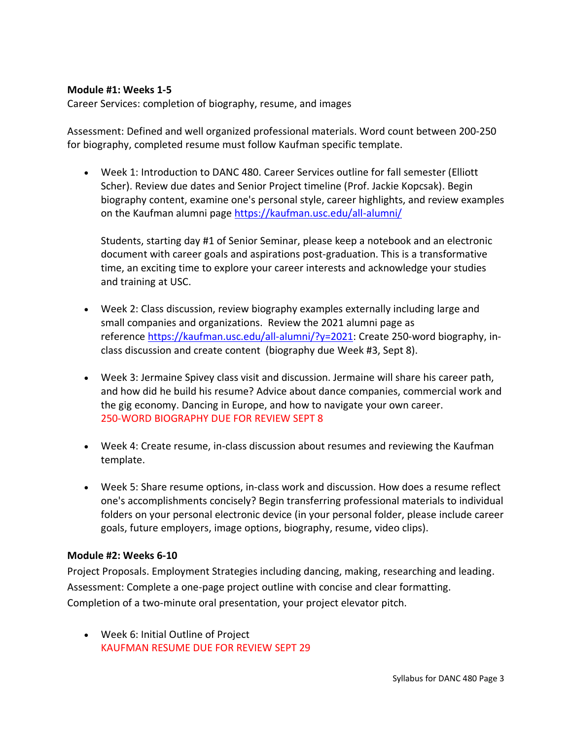**Module #1: Weeks 1-5**

Career Services: completion of biography, resume, and images

Assessment: Defined and well organized professional materials. Word count between 200-250 for biography, completed resume must follow Kaufman specific template.

- Week 1: Introduction to DANC 480. Career Services outline for fall semester (Elliott Scher). Review due dates and Senior Project timeline (Prof. Jackie Kopcsak). Begin biography content, examine one's personal style, career highlights, and review examples on the Kaufman alumni page https://kaufman.usc.edu/all-alumni/

  Students, starting day #1 of Senior Seminar, please keep a notebook and an electronic document with career goals and aspirations post-graduation. This is a transformative time, an exciting time to explore your career interests and acknowledge your studies and training at USC.

- Week 2: Class discussion, review biography examples externally including large and small companies and organizations. Review the 2021 alumni page as reference https://kaufman.usc.edu/all-alumni/?y=2021: Create 250-word biography, in-class discussion and create content (biography due Week #3, Sept 8).

- Week 3: Jermaine Spivey class visit and discussion. Jermaine will share his career path, and how did he build his resume? Advice about dance companies, commercial work and the gig economy. Dancing in Europe, and how to navigate your own career.
  250-WORD BIOGRAPHY DUE FOR REVIEW SEPT 8

- Week 4: Create resume, in-class discussion about resumes and reviewing the Kaufman template.

- Week 5: Share resume options, in-class work and discussion. How does a resume reflect one's accomplishments concisely? Begin transferring professional materials to individual folders on your personal electronic device (in your personal folder, please include career goals, future employers, image options, biography, resume, video clips).

**Module #2: Weeks 6-10**

Project Proposals. Employment Strategies including dancing, making, researching and leading.
Assessment: Complete a one-page project outline with concise and clear formatting.
Completion of a two-minute oral presentation, your project elevator pitch.

- Week 6: Initial Outline of Project
  KAUFMAN RESUME DUE FOR REVIEW SEPT 29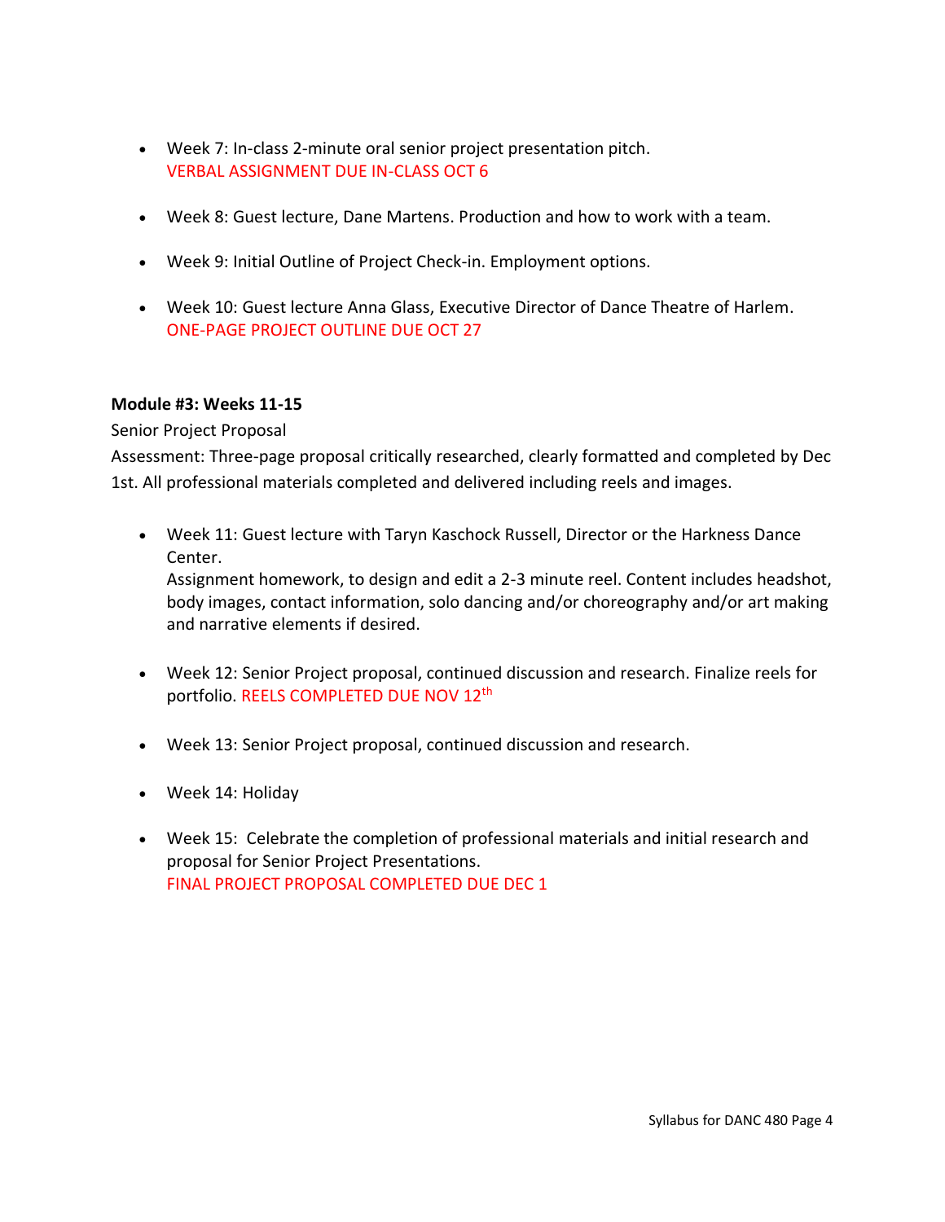- Week 7: In-class 2-minute oral senior project presentation pitch.
  VERBAL ASSIGNMENT DUE IN-CLASS OCT 6

- Week 8: Guest lecture, Dane Martens. Production and how to work with a team.

- Week 9: Initial Outline of Project Check-in. Employment options.

- Week 10: Guest lecture Anna Glass, Executive Director of Dance Theatre of Harlem.
  ONE-PAGE PROJECT OUTLINE DUE OCT 27

**Module #3: Weeks 11-15**

Senior Project Proposal

Assessment: Three-page proposal critically researched, clearly formatted and completed by Dec 1st. All professional materials completed and delivered including reels and images.

- Week 11: Guest lecture with Taryn Kaschock Russell, Director or the Harkness Dance Center.
  Assignment homework, to design and edit a 2-3 minute reel. Content includes headshot, body images, contact information, solo dancing and/or choreography and/or art making and narrative elements if desired.

- Week 12: Senior Project proposal, continued discussion and research. Finalize reels for portfolio. REELS COMPLETED DUE NOV 12th

- Week 13: Senior Project proposal, continued discussion and research.

- Week 14: Holiday

- Week 15: Celebrate the completion of professional materials and initial research and proposal for Senior Project Presentations.
  FINAL PROJECT PROPOSAL COMPLETED DUE DEC 1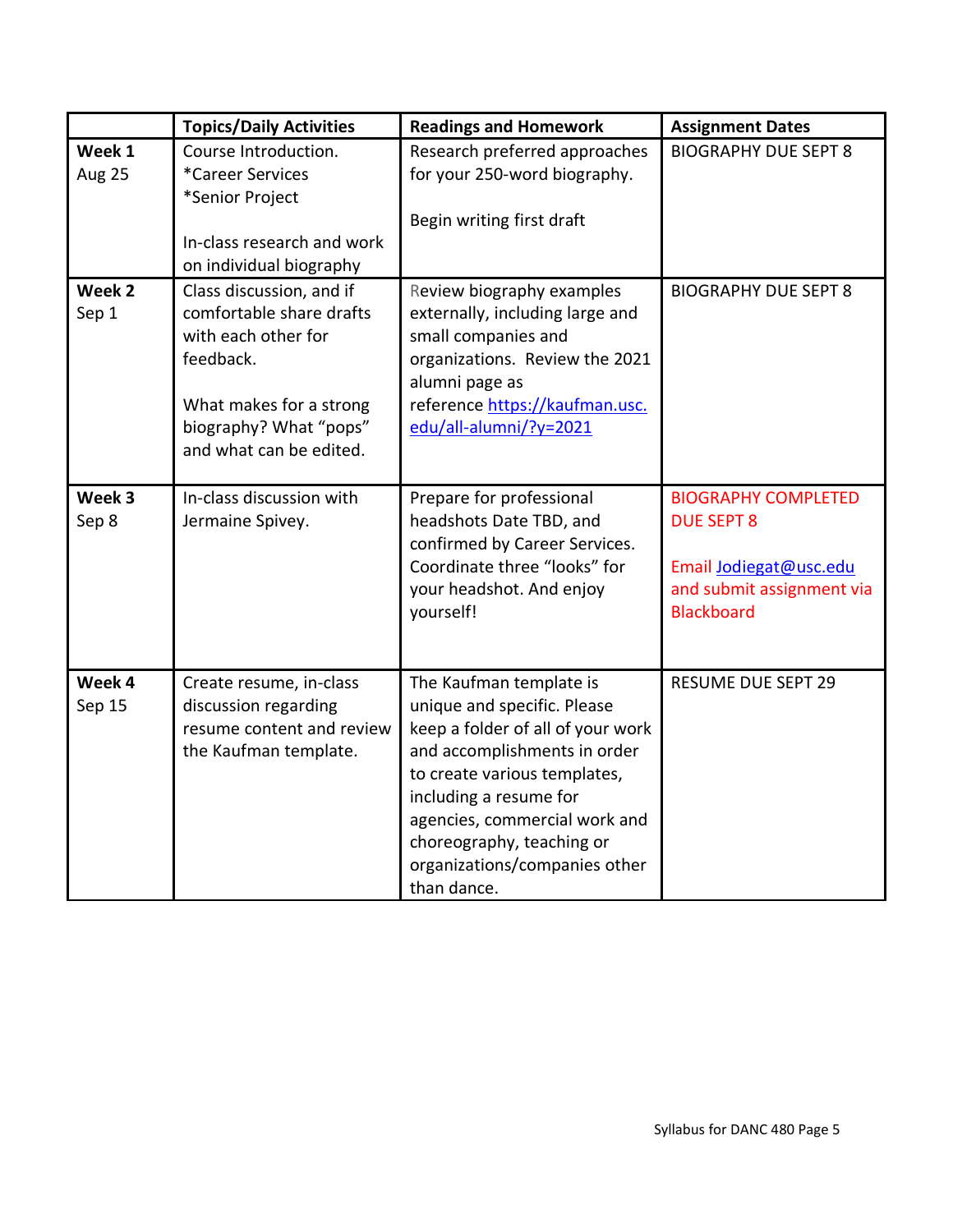| | Topics/Daily Activities | Readings and Homework | Assignment Dates |
|---|---|---|---|
| **Week 1** Aug 25 | Course Introduction. *Career Services *Senior Project<br><br>In-class research and work on individual biography | Research preferred approaches for your 250-word biography.<br><br>Begin writing first draft | BIOGRAPHY DUE SEPT 8 |
| **Week 2** Sep 1 | Class discussion, and if comfortable share drafts with each other for feedback.<br><br>What makes for a strong biography? What "pops" and what can be edited. | Review biography examples externally, including large and small companies and organizations. Review the 2021 alumni page as reference https://kaufman.usc.edu/all-alumni/?y=2021 | BIOGRAPHY DUE SEPT 8 |
| **Week 3** Sep 8 | In-class discussion with Jermaine Spivey. | Prepare for professional headshots Date TBD, and confirmed by Career Services. Coordinate three "looks" for your headshot. And enjoy yourself! | BIOGRAPHY COMPLETED DUE SEPT 8<br><br>Email Jodiegat@usc.edu and submit assignment via Blackboard |
| **Week 4** Sep 15 | Create resume, in-class discussion regarding resume content and review the Kaufman template. | The Kaufman template is unique and specific. Please keep a folder of all of your work and accomplishments in order to create various templates, including a resume for agencies, commercial work and choreography, teaching or organizations/companies other than dance. | RESUME DUE SEPT 29 |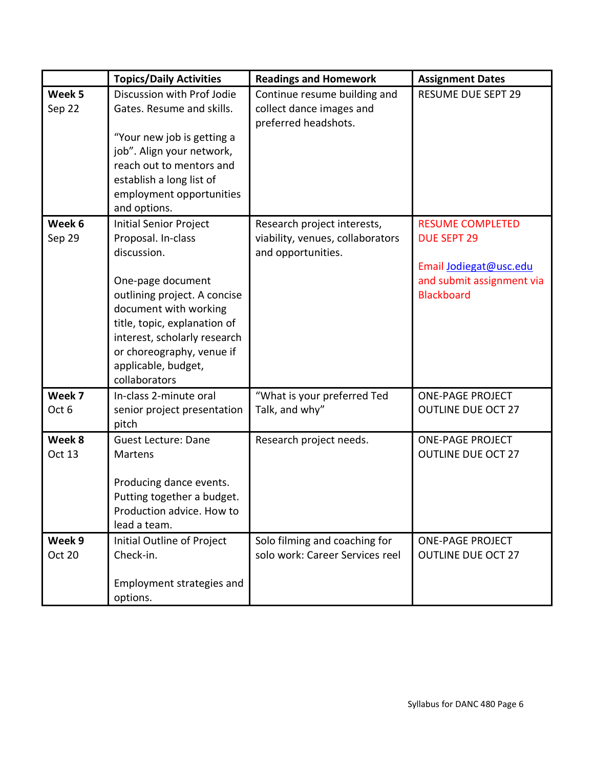| | Topics/Daily Activities | Readings and Homework | Assignment Dates |
|---|---|---|---|
| **Week 5** Sep 22 | Discussion with Prof Jodie Gates. Resume and skills.<br><br>"Your new job is getting a job". Align your network, reach out to mentors and establish a long list of employment opportunities and options. | Continue resume building and collect dance images and preferred headshots. | RESUME DUE SEPT 29 |
| **Week 6** Sep 29 | Initial Senior Project Proposal. In-class discussion.<br><br>One-page document outlining project. A concise document with working title, topic, explanation of interest, scholarly research or choreography, venue if applicable, budget, collaborators | Research project interests, viability, venues, collaborators and opportunities. | RESUME COMPLETED DUE SEPT 29<br><br>Email Jodiegat@usc.edu and submit assignment via Blackboard |
| **Week 7** Oct 6 | In-class 2-minute oral senior project presentation pitch | "What is your preferred Ted Talk, and why" | ONE-PAGE PROJECT OUTLINE DUE OCT 27 |
| **Week 8** Oct 13 | Guest Lecture: Dane Martens<br><br>Producing dance events. Putting together a budget. Production advice. How to lead a team. | Research project needs. | ONE-PAGE PROJECT OUTLINE DUE OCT 27 |
| **Week 9** Oct 20 | Initial Outline of Project Check-in.<br><br>Employment strategies and options. | Solo filming and coaching for solo work: Career Services reel | ONE-PAGE PROJECT OUTLINE DUE OCT 27 |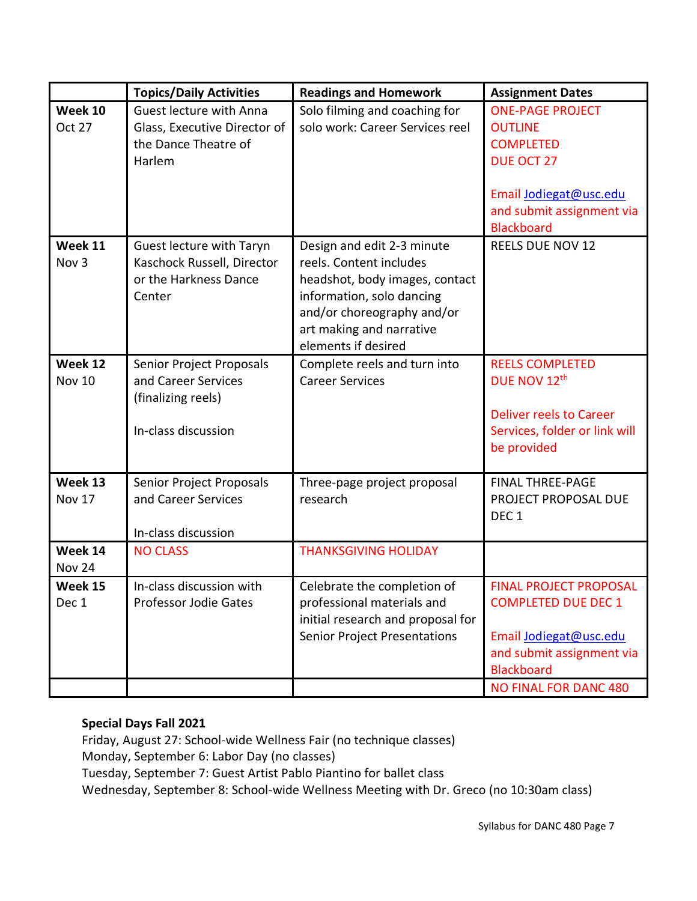| | Topics/Daily Activities | Readings and Homework | Assignment Dates |
|---|---|---|---|
| **Week 10** Oct 27 | Guest lecture with Anna Glass, Executive Director of the Dance Theatre of Harlem | Solo filming and coaching for solo work: Career Services reel | ONE-PAGE PROJECT OUTLINE COMPLETED DUE OCT 27<br><br>Email Jodiegat@usc.edu and submit assignment via Blackboard |
| **Week 11** Nov 3 | Guest lecture with Taryn Kaschock Russell, Director or the Harkness Dance Center | Design and edit 2-3 minute reels. Content includes headshot, body images, contact information, solo dancing and/or choreography and/or art making and narrative elements if desired | REELS DUE NOV 12 |
| **Week 12** Nov 10 | Senior Project Proposals and Career Services (finalizing reels)<br><br>In-class discussion | Complete reels and turn into Career Services | REELS COMPLETED DUE NOV 12th<br><br>Deliver reels to Career Services, folder or link will be provided |
| **Week 13** Nov 17 | Senior Project Proposals and Career Services<br><br>In-class discussion | Three-page project proposal research | FINAL THREE-PAGE PROJECT PROPOSAL DUE DEC 1 |
| **Week 14** Nov 24 | NO CLASS | THANKSGIVING HOLIDAY | |
| **Week 15** Dec 1 | In-class discussion with Professor Jodie Gates | Celebrate the completion of professional materials and initial research and proposal for Senior Project Presentations | FINAL PROJECT PROPOSAL COMPLETED DUE DEC 1<br><br>Email Jodiegat@usc.edu and submit assignment via Blackboard |
| | | | NO FINAL FOR DANC 480 |

**Special Days Fall 2021**

Friday, August 27: School-wide Wellness Fair (no technique classes)
Monday, September 6: Labor Day (no classes)
Tuesday, September 7: Guest Artist Pablo Piantino for ballet class
Wednesday, September 8: School-wide Wellness Meeting with Dr. Greco (no 10:30am class)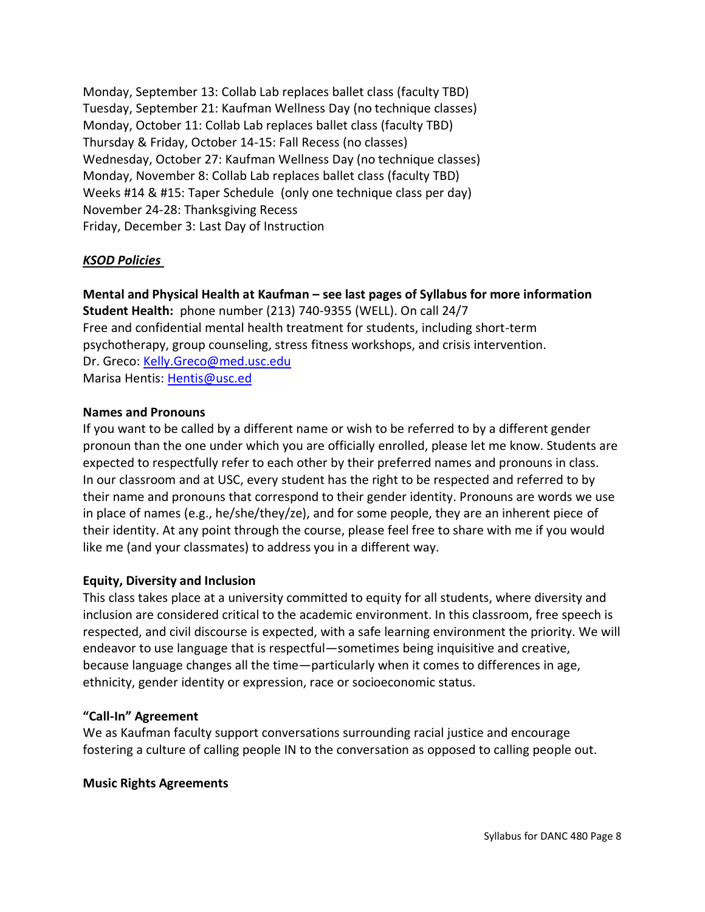Monday, September 13: Collab Lab replaces ballet class (faculty TBD)
Tuesday, September 21: Kaufman Wellness Day (no technique classes)
Monday, October 11: Collab Lab replaces ballet class (faculty TBD)
Thursday & Friday, October 14-15: Fall Recess (no classes)
Wednesday, October 27: Kaufman Wellness Day (no technique classes)
Monday, November 8: Collab Lab replaces ballet class (faculty TBD)
Weeks #14 & #15: Taper Schedule (only one technique class per day)
November 24-28: Thanksgiving Recess
Friday, December 3: Last Day of Instruction

***KSOD Policies***

**Mental and Physical Health at Kaufman – see last pages of Syllabus for more information**
**Student Health:** phone number (213) 740-9355 (WELL). On call 24/7
Free and confidential mental health treatment for students, including short-term psychotherapy, group counseling, stress fitness workshops, and crisis intervention.
Dr. Greco: Kelly.Greco@med.usc.edu
Marisa Hentis: Hentis@usc.ed

**Names and Pronouns**
If you want to be called by a different name or wish to be referred to by a different gender pronoun than the one under which you are officially enrolled, please let me know. Students are expected to respectfully refer to each other by their preferred names and pronouns in class. In our classroom and at USC, every student has the right to be respected and referred to by their name and pronouns that correspond to their gender identity. Pronouns are words we use in place of names (e.g., he/she/they/ze), and for some people, they are an inherent piece of their identity. At any point through the course, please feel free to share with me if you would like me (and your classmates) to address you in a different way.

**Equity, Diversity and Inclusion**
This class takes place at a university committed to equity for all students, where diversity and inclusion are considered critical to the academic environment. In this classroom, free speech is respected, and civil discourse is expected, with a safe learning environment the priority. We will endeavor to use language that is respectful—sometimes being inquisitive and creative, because language changes all the time—particularly when it comes to differences in age, ethnicity, gender identity or expression, race or socioeconomic status.

**"Call-In" Agreement**
We as Kaufman faculty support conversations surrounding racial justice and encourage fostering a culture of calling people IN to the conversation as opposed to calling people out.

**Music Rights Agreements**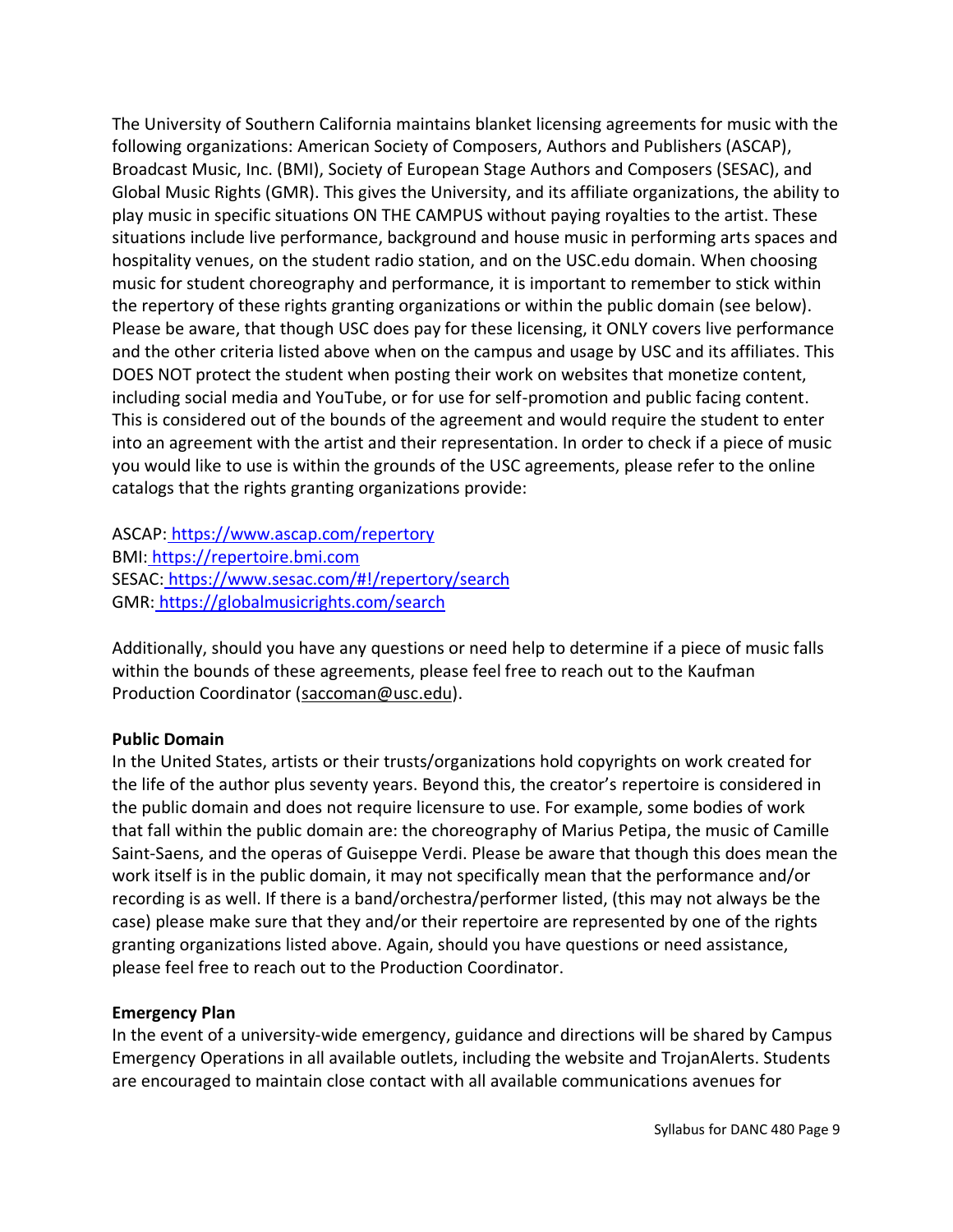The University of Southern California maintains blanket licensing agreements for music with the following organizations: American Society of Composers, Authors and Publishers (ASCAP), Broadcast Music, Inc. (BMI), Society of European Stage Authors and Composers (SESAC), and Global Music Rights (GMR). This gives the University, and its affiliate organizations, the ability to play music in specific situations ON THE CAMPUS without paying royalties to the artist. These situations include live performance, background and house music in performing arts spaces and hospitality venues, on the student radio station, and on the USC.edu domain. When choosing music for student choreography and performance, it is important to remember to stick within the repertory of these rights granting organizations or within the public domain (see below). Please be aware, that though USC does pay for these licensing, it ONLY covers live performance and the other criteria listed above when on the campus and usage by USC and its affiliates. This DOES NOT protect the student when posting their work on websites that monetize content, including social media and YouTube, or for use for self-promotion and public facing content. This is considered out of the bounds of the agreement and would require the student to enter into an agreement with the artist and their representation. In order to check if a piece of music you would like to use is within the grounds of the USC agreements, please refer to the online catalogs that the rights granting organizations provide:

ASCAP: https://www.ascap.com/repertory
BMI: https://repertoire.bmi.com
SESAC: https://www.sesac.com/#!/repertory/search
GMR: https://globalmusicrights.com/search

Additionally, should you have any questions or need help to determine if a piece of music falls within the bounds of these agreements, please feel free to reach out to the Kaufman Production Coordinator (saccoman@usc.edu).

**Public Domain**
In the United States, artists or their trusts/organizations hold copyrights on work created for the life of the author plus seventy years. Beyond this, the creator's repertoire is considered in the public domain and does not require licensure to use. For example, some bodies of work that fall within the public domain are: the choreography of Marius Petipa, the music of Camille Saint-Saens, and the operas of Guiseppe Verdi. Please be aware that though this does mean the work itself is in the public domain, it may not specifically mean that the performance and/or recording is as well. If there is a band/orchestra/performer listed, (this may not always be the case) please make sure that they and/or their repertoire are represented by one of the rights granting organizations listed above. Again, should you have questions or need assistance, please feel free to reach out to the Production Coordinator.

**Emergency Plan**
In the event of a university-wide emergency, guidance and directions will be shared by Campus Emergency Operations in all available outlets, including the website and TrojanAlerts. Students are encouraged to maintain close contact with all available communications avenues for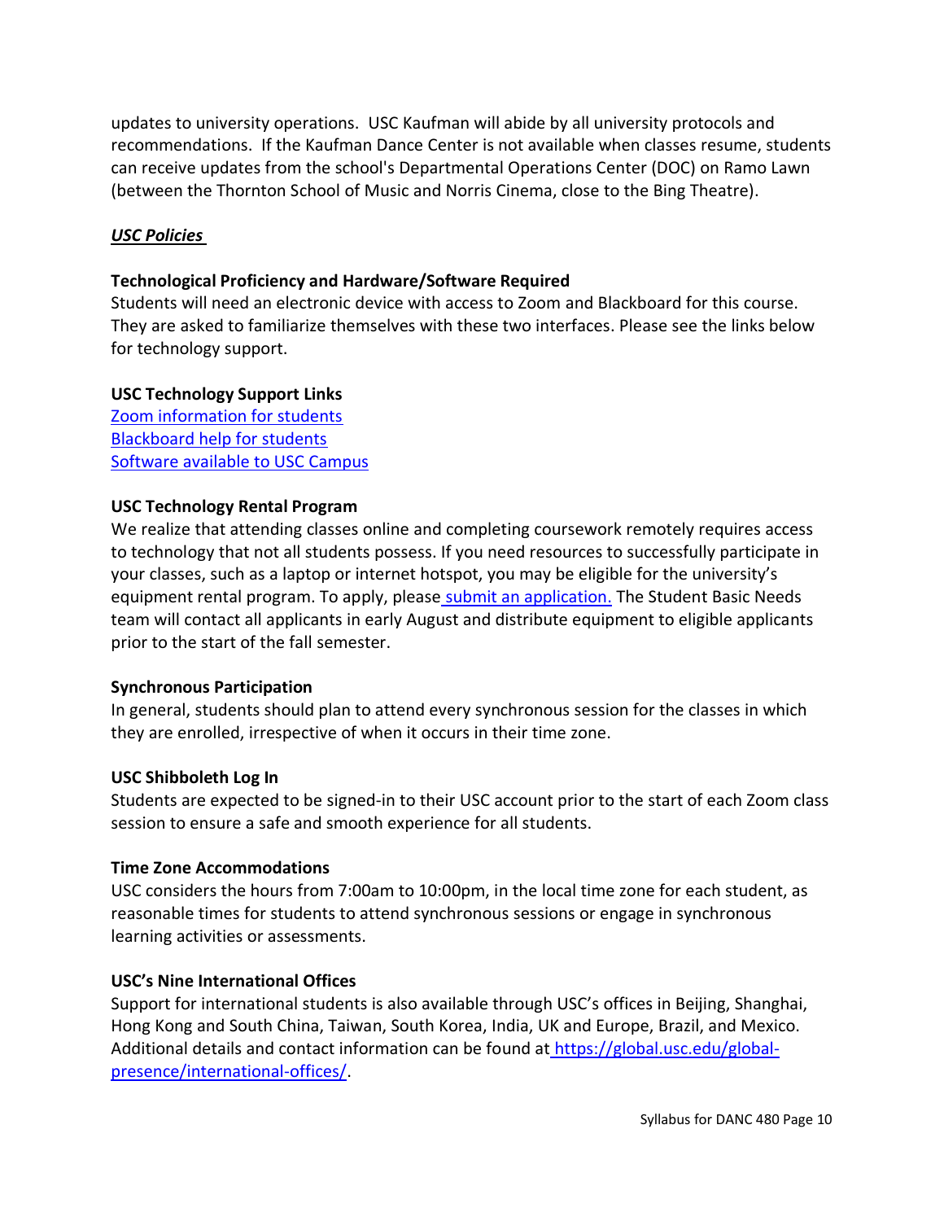updates to university operations. USC Kaufman will abide by all university protocols and recommendations. If the Kaufman Dance Center is not available when classes resume, students can receive updates from the school's Departmental Operations Center (DOC) on Ramo Lawn (between the Thornton School of Music and Norris Cinema, close to the Bing Theatre).

***USC Policies***

**Technological Proficiency and Hardware/Software Required**

Students will need an electronic device with access to Zoom and Blackboard for this course. They are asked to familiarize themselves with these two interfaces. Please see the links below for technology support.

**USC Technology Support Links**

Zoom information for students
Blackboard help for students
Software available to USC Campus

**USC Technology Rental Program**

We realize that attending classes online and completing coursework remotely requires access to technology that not all students possess. If you need resources to successfully participate in your classes, such as a laptop or internet hotspot, you may be eligible for the university's equipment rental program. To apply, please submit an application. The Student Basic Needs team will contact all applicants in early August and distribute equipment to eligible applicants prior to the start of the fall semester.

**Synchronous Participation**

In general, students should plan to attend every synchronous session for the classes in which they are enrolled, irrespective of when it occurs in their time zone.

**USC Shibboleth Log In**

Students are expected to be signed-in to their USC account prior to the start of each Zoom class session to ensure a safe and smooth experience for all students.

**Time Zone Accommodations**

USC considers the hours from 7:00am to 10:00pm, in the local time zone for each student, as reasonable times for students to attend synchronous sessions or engage in synchronous learning activities or assessments.

**USC's Nine International Offices**

Support for international students is also available through USC's offices in Beijing, Shanghai, Hong Kong and South China, Taiwan, South Korea, India, UK and Europe, Brazil, and Mexico. Additional details and contact information can be found at https://global.usc.edu/global-presence/international-offices/.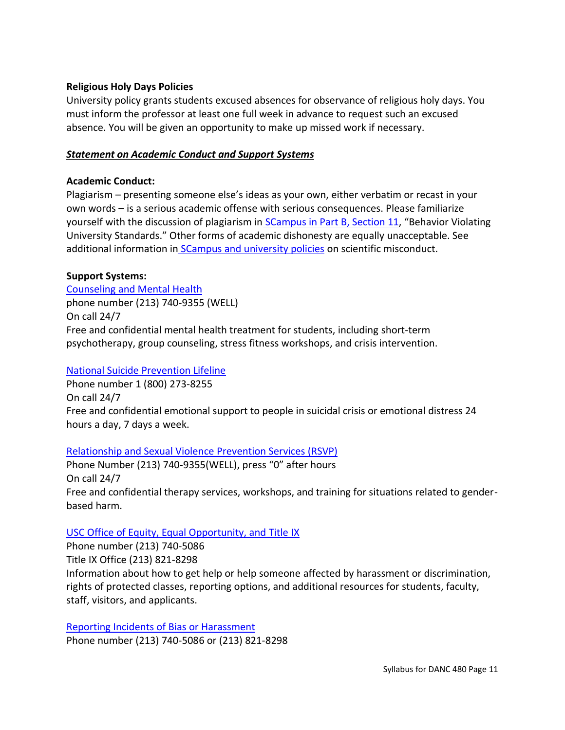**Religious Holy Days Policies**

University policy grants students excused absences for observance of religious holy days. You must inform the professor at least one full week in advance to request such an excused absence. You will be given an opportunity to make up missed work if necessary.

***Statement on Academic Conduct and Support Systems***

**Academic Conduct:**

Plagiarism – presenting someone else's ideas as your own, either verbatim or recast in your own words – is a serious academic offense with serious consequences. Please familiarize yourself with the discussion of plagiarism in SCampus in Part B, Section 11, "Behavior Violating University Standards." Other forms of academic dishonesty are equally unacceptable. See additional information in SCampus and university policies on scientific misconduct.

**Support Systems:**

Counseling and Mental Health
phone number (213) 740-9355 (WELL)
On call 24/7
Free and confidential mental health treatment for students, including short-term psychotherapy, group counseling, stress fitness workshops, and crisis intervention.

National Suicide Prevention Lifeline
Phone number 1 (800) 273-8255
On call 24/7
Free and confidential emotional support to people in suicidal crisis or emotional distress 24 hours a day, 7 days a week.

Relationship and Sexual Violence Prevention Services (RSVP)
Phone Number (213) 740-9355(WELL), press "0" after hours
On call 24/7
Free and confidential therapy services, workshops, and training for situations related to gender-based harm.

USC Office of Equity, Equal Opportunity, and Title IX
Phone number (213) 740-5086
Title IX Office (213) 821-8298
Information about how to get help or help someone affected by harassment or discrimination, rights of protected classes, reporting options, and additional resources for students, faculty, staff, visitors, and applicants.

Reporting Incidents of Bias or Harassment
Phone number (213) 740-5086 or (213) 821-8298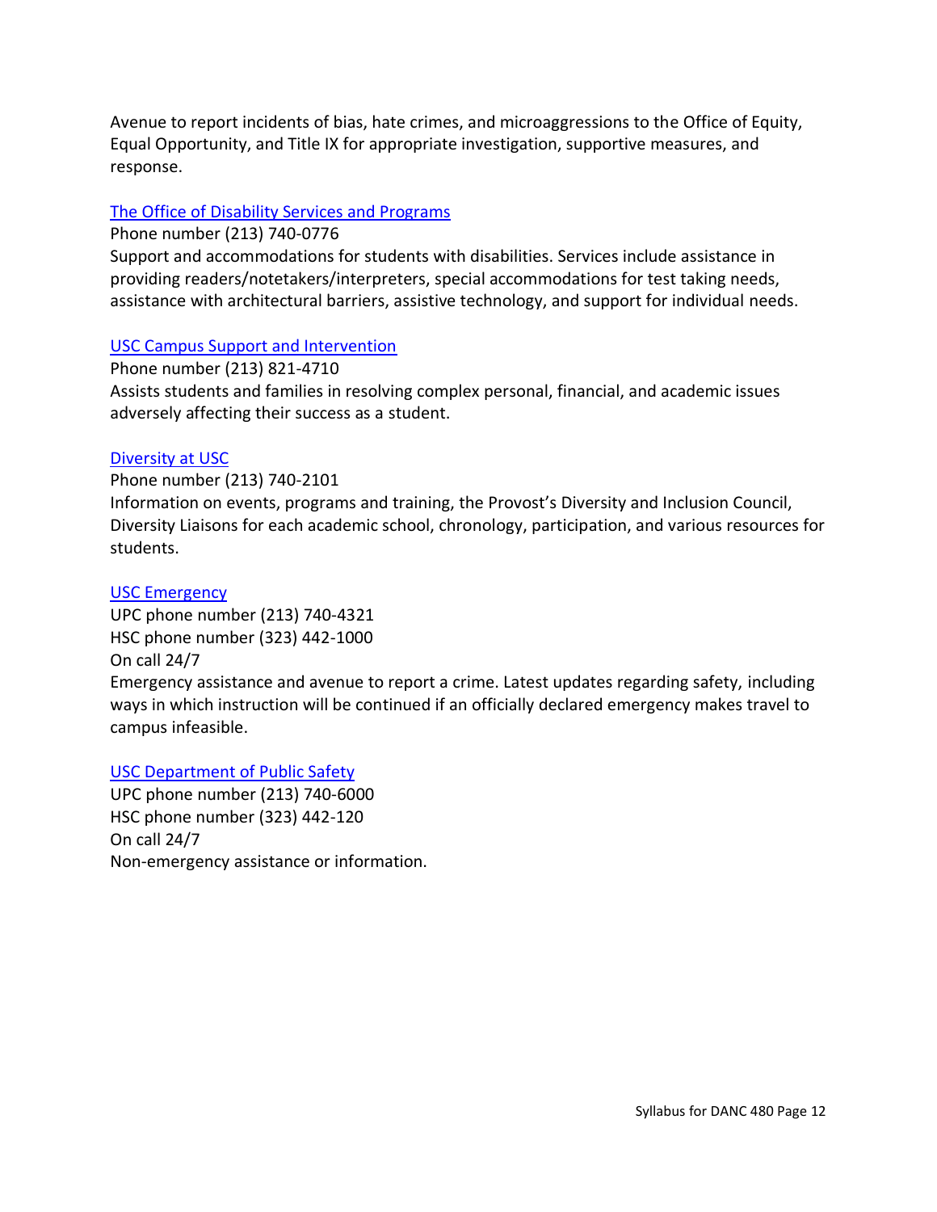Avenue to report incidents of bias, hate crimes, and microaggressions to the Office of Equity, Equal Opportunity, and Title IX for appropriate investigation, supportive measures, and response.

[The Office of Disability Services and Programs]

Phone number (213) 740-0776

Support and accommodations for students with disabilities. Services include assistance in providing readers/notetakers/interpreters, special accommodations for test taking needs, assistance with architectural barriers, assistive technology, and support for individual needs.

[USC Campus Support and Intervention]

Phone number (213) 821-4710

Assists students and families in resolving complex personal, financial, and academic issues adversely affecting their success as a student.

[Diversity at USC]

Phone number (213) 740-2101

Information on events, programs and training, the Provost's Diversity and Inclusion Council, Diversity Liaisons for each academic school, chronology, participation, and various resources for students.

[USC Emergency]

UPC phone number (213) 740-4321

HSC phone number (323) 442-1000

On call 24/7

Emergency assistance and avenue to report a crime. Latest updates regarding safety, including ways in which instruction will be continued if an officially declared emergency makes travel to campus infeasible.

[USC Department of Public Safety]

UPC phone number (213) 740-6000

HSC phone number (323) 442-120

On call 24/7

Non-emergency assistance or information.